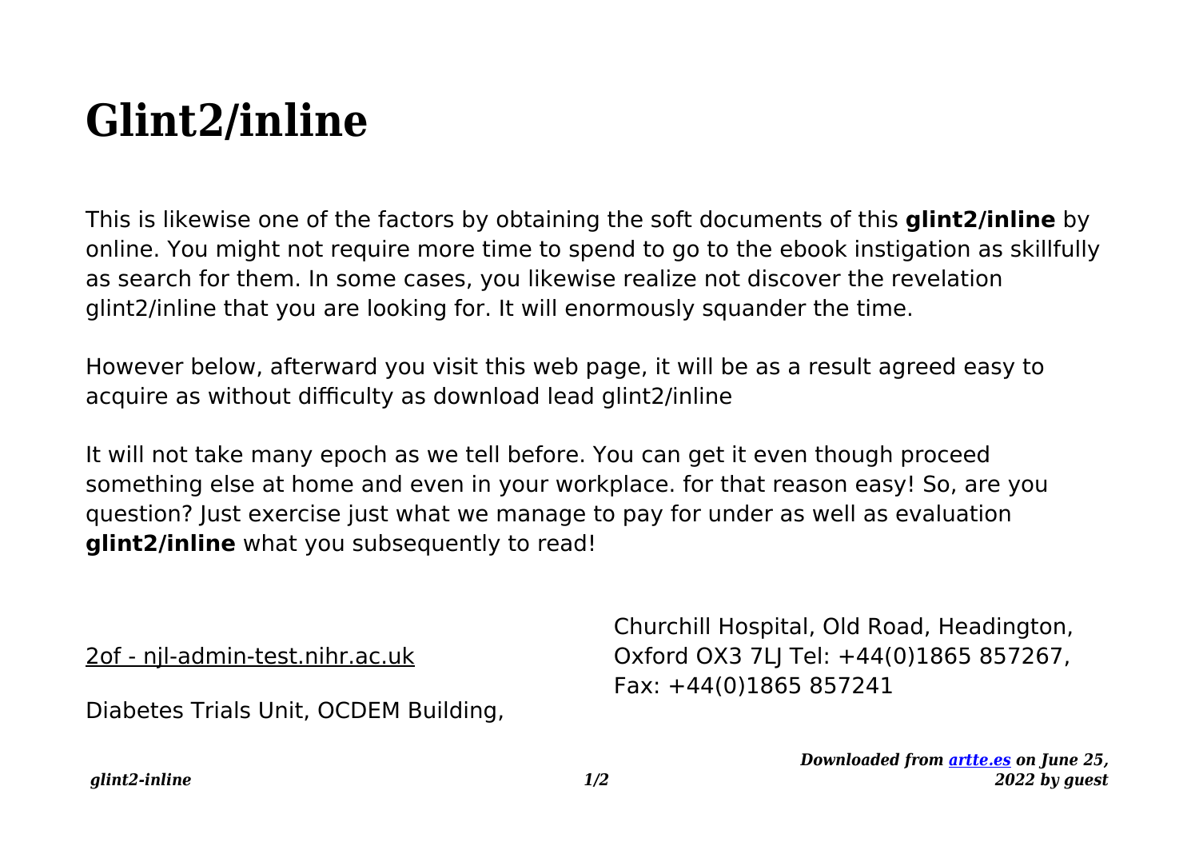# Glint2/inline

This is likewise one of the factors by obtaining the soft documents of this **glint2/inline** by online. You might not require more time to spend to go to the ebook instigation as skillfully as search for them. In some cases, you likewise realize not discover the revelation glint2/inline that you are looking for. It will enormously squander the time.

However below, afterward you visit this web page, it will be as a result agreed easy to acquire as without difficulty as download lead glint2/inline

It will not take many epoch as we tell before. You can get it even though proceed something else at home and even in your workplace. for that reason easy! So, are you question? Just exercise just what we manage to pay for under as well as evaluation **glint2/inline** what you subsequently to read!

2of - njl-admin-test.nihr.ac.uk

Diabetes Trials Unit, OCDEM Building, Churchill Hospital, Old Road, Headington, Oxford OX3 7LJ Tel: +44(0)1865 857267, Fax: +44(0)1865 857241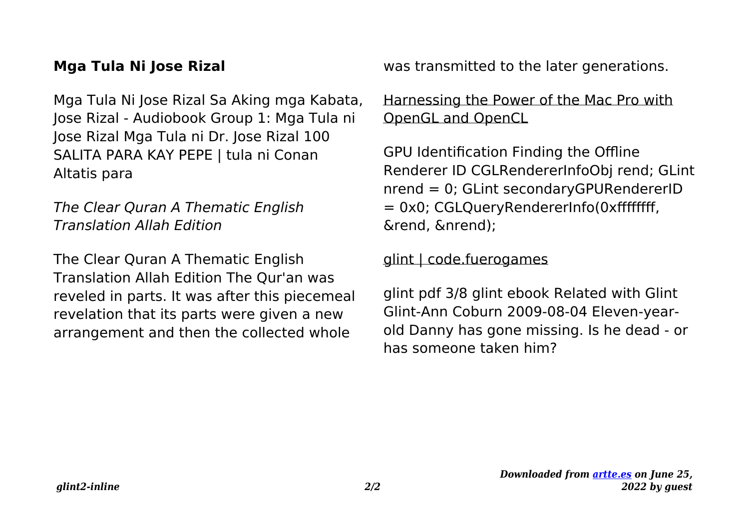**Mga Tula Ni Jose Rizal**

Mga Tula Ni Jose Rizal Sa Aking mga Kabata, Jose Rizal - Audiobook Group 1: Mga Tula ni Jose Rizal Mga Tula ni Dr. Jose Rizal 100 SALITA PARA KAY PEPE | tula ni Conan Altatis para

*The Clear Quran A Thematic English Translation Allah Edition*

The Clear Quran A Thematic English Translation Allah Edition The Qur'an was reveled in parts. It was after this piecemeal revelation that its parts were given a new arrangement and then the collected whole was transmitted to the later generations.

Harnessing the Power of the Mac Pro with OpenGL and OpenCL

GPU Identification Finding the Offline Renderer ID CGLRendererInfoObj rend; GLint nrend = 0; GLint secondaryGPURendererID = 0x0; CGLQueryRendererInfo(0xffffffff, &rend, &nrend);

glint | code.fuerogames

glint pdf 3/8 glint ebook Related with Glint Glint-Ann Coburn 2009-08-04 Eleven-year-old Danny has gone missing. Is he dead - or has someone taken him?

***Downloaded from [artte.es](http://artte.es) on June 25, 2022 by guest***